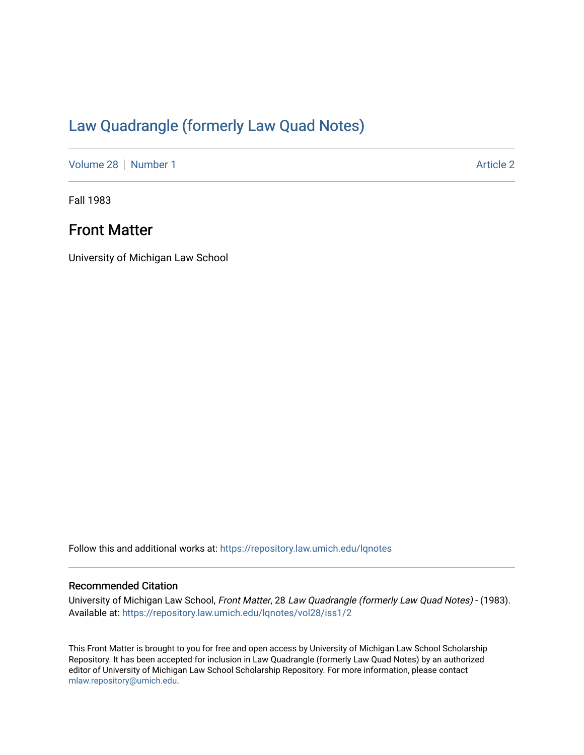# Law Quadrangle (formerly Law Quad Notes)

Volume 28 | Number 1 Article 2

Fall 1983

## Front Matter

University of Michigan Law School

Follow this and additional works at: https://repository.law.umich.edu/lqnotes

### Recommended Citation

University of Michigan Law School, *Front Matter*, 28 *Law Quadrangle (formerly Law Quad Notes)* - (1983). Available at: https://repository.law.umich.edu/lqnotes/vol28/iss1/2

This Front Matter is brought to you for free and open access by University of Michigan Law School Scholarship Repository. It has been accepted for inclusion in Law Quadrangle (formerly Law Quad Notes) by an authorized editor of University of Michigan Law School Scholarship Repository. For more information, please contact mlaw.repository@umich.edu.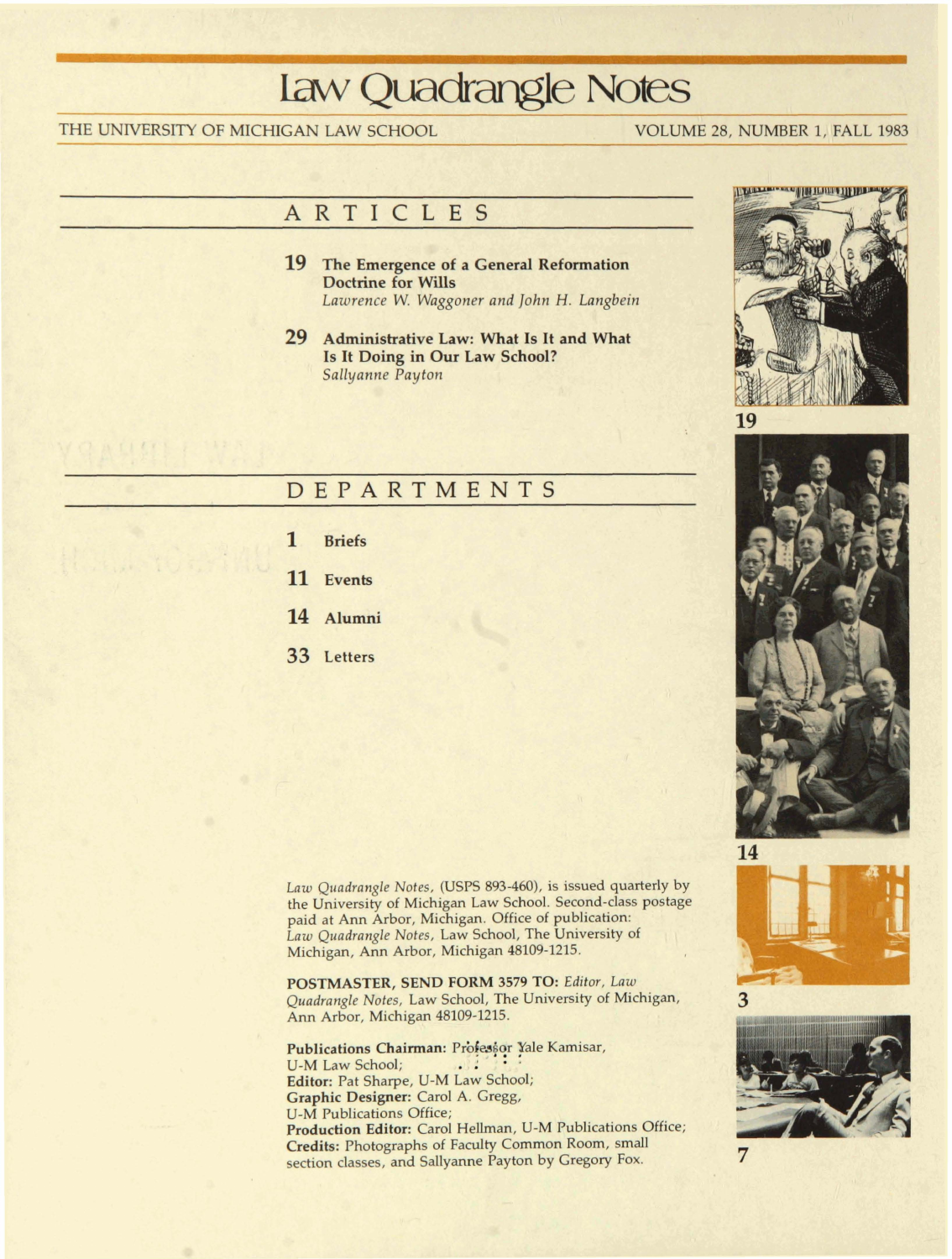# Law Quadrangle Notes

THE UNIVERSITY OF MICHIGAN LAW SCHOOL

VOLUME 28, NUMBER 1, FALL 1983

## ARTICLES

**19** **The Emergence of a General Reformation Doctrine for Wills**
*Lawrence W. Waggoner and John H. Langbein*

**29** **Administrative Law: What Is It and What Is It Doing in Our Law School?**
*Sallyanne Payton*

## DEPARTMENTS

**1** **Briefs**

**11** **Events**

**14** **Alumni**

**33** **Letters**

19

14

3

7

*Law Quadrangle Notes*, (USPS 893-460), is issued quarterly by the University of Michigan Law School. Second-class postage paid at Ann Arbor, Michigan. Office of publication: *Law Quadrangle Notes*, Law School, The University of Michigan, Ann Arbor, Michigan 48109-1215.

**POSTMASTER, SEND FORM 3579 TO:** *Editor, Law Quadrangle Notes*, Law School, The University of Michigan, Ann Arbor, Michigan 48109-1215.

**Publications Chairman:** Professor Yale Kamisar, U-M Law School;
**Editor:** Pat Sharpe, U-M Law School;
**Graphic Designer:** Carol A. Gregg, U-M Publications Office;
**Production Editor:** Carol Hellman, U-M Publications Office;
**Credits:** Photographs of Faculty Common Room, small section classes, and Sallyanne Payton by Gregory Fox.